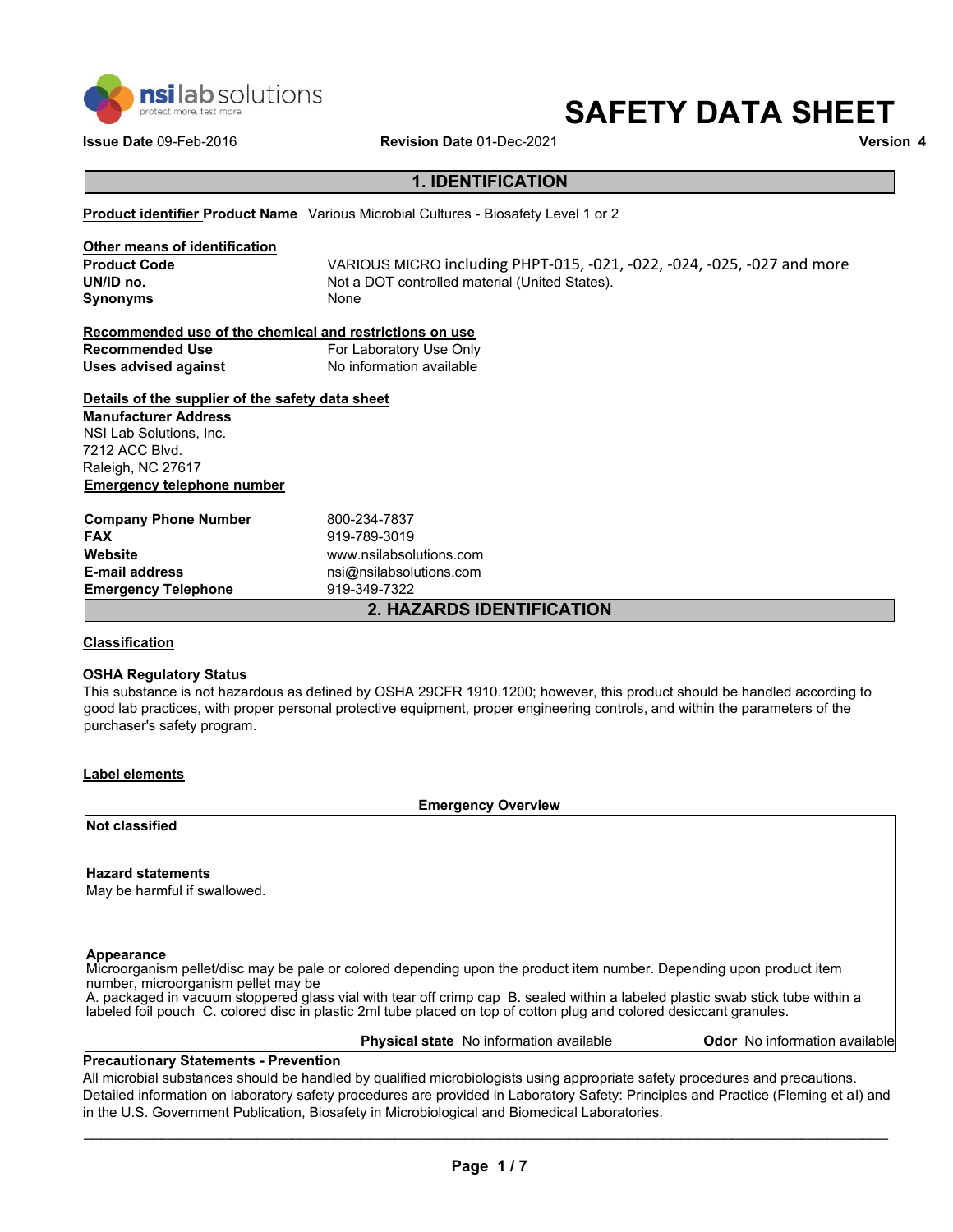nsi lab solutions
protect more. test more.

# SAFETY DATA SHEET

**Issue Date** 09-Feb-2016 **Revision Date** 01-Dec-2021 **Version** 4

## 1. IDENTIFICATION

**Product identifier** **Product Name** Various Microbial Cultures - Biosafety Level 1 or 2

**Other means of identification**

| | |
|---|---|
| **Product Code** | VARIOUS MICRO including PHPT-015, -021, -022, -024, -025, -027 and more |
| **UN/ID no.** | Not a DOT controlled material (United States). |
| **Synonyms** | None |

**Recommended use of the chemical and restrictions on use**

| | |
|---|---|
| **Recommended Use** | For Laboratory Use Only |
| **Uses advised against** | No information available |

**Details of the supplier of the safety data sheet**

**Manufacturer Address**
NSI Lab Solutions, Inc.
7212 ACC Blvd.
Raleigh, NC 27617

**Emergency telephone number**

| | |
|---|---|
| **Company Phone Number** | 800-234-7837 |
| **FAX** | 919-789-3019 |
| **Website** | www.nsilabsolutions.com |
| **E-mail address** | nsi@nsilabsolutions.com |
| **Emergency Telephone** | 919-349-7322 |

## 2. HAZARDS IDENTIFICATION

**Classification**

**OSHA Regulatory Status**
This substance is not hazardous as defined by OSHA 29CFR 1910.1200; however, this product should be handled according to good lab practices, with proper personal protective equipment, proper engineering controls, and within the parameters of the purchaser's safety program.

**Label elements**

**Emergency Overview**

**Not classified**

**Hazard statements**
May be harmful if swallowed.

**Appearance**
Microorganism pellet/disc may be pale or colored depending upon the product item number. Depending upon product item number, microorganism pellet may be
A. packaged in vacuum stoppered glass vial with tear off crimp cap B. sealed within a labeled plastic swab stick tube within a labeled foil pouch C. colored disc in plastic 2ml tube placed on top of cotton plug and colored desiccant granules.

**Physical state** No information available **Odor** No information available

**Precautionary Statements - Prevention**
All microbial substances should be handled by qualified microbiologists using appropriate safety procedures and precautions. Detailed information on laboratory safety procedures are provided in Laboratory Safety: Principles and Practice (Fleming et al) and in the U.S. Government Publication, Biosafety in Microbiological and Biomedical Laboratories.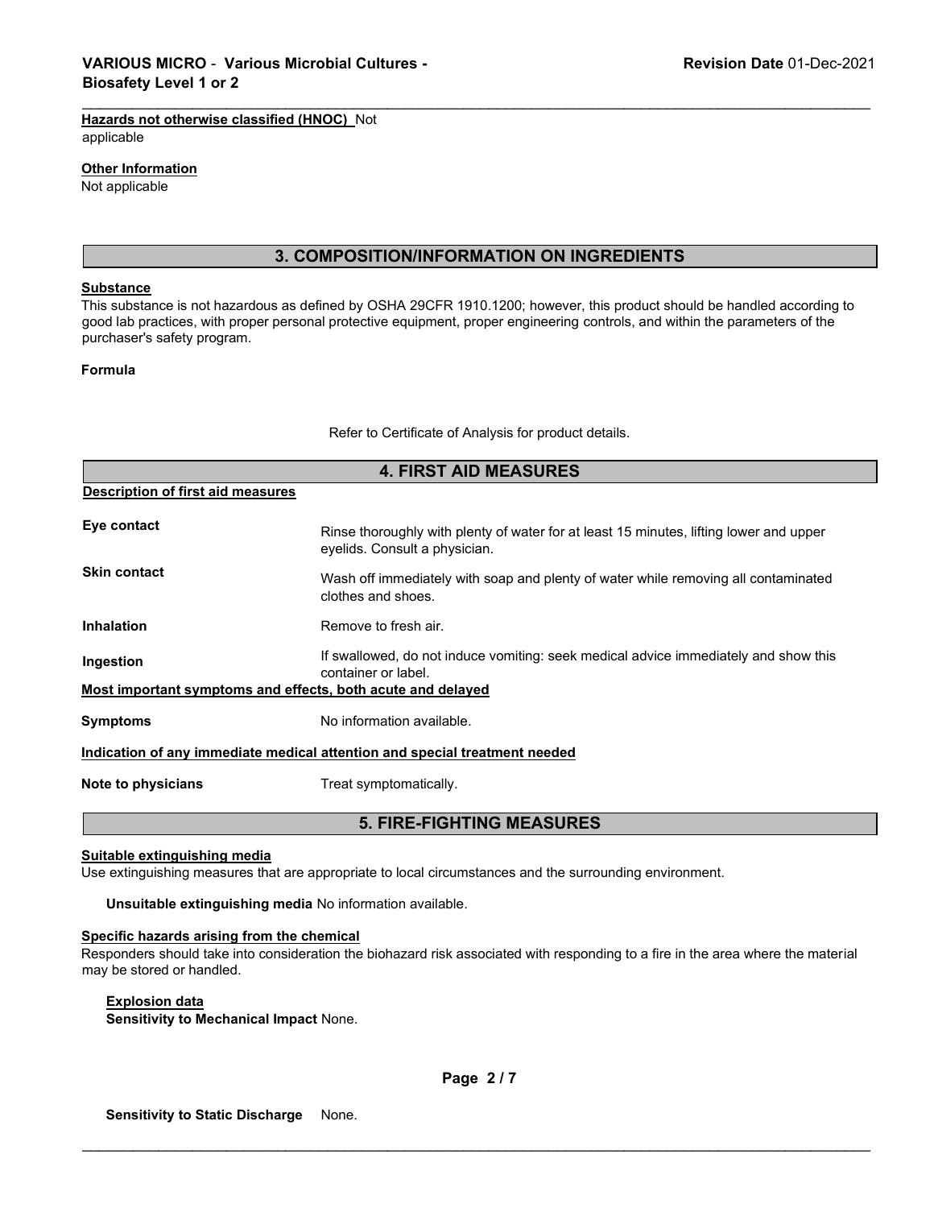**Hazards not otherwise classified (HNOC)** Not applicable

**Other Information**

Not applicable

## 3. COMPOSITION/INFORMATION ON INGREDIENTS

**Substance**

This substance is not hazardous as defined by OSHA 29CFR 1910.1200; however, this product should be handled according to good lab practices, with proper personal protective equipment, proper engineering controls, and within the parameters of the purchaser's safety program.

**Formula**

Refer to Certificate of Analysis for product details.

## 4. FIRST AID MEASURES

**Description of first aid measures**

| | |
|---|---|
| **Eye contact** | Rinse thoroughly with plenty of water for at least 15 minutes, lifting lower and upper eyelids. Consult a physician. |
| **Skin contact** | Wash off immediately with soap and plenty of water while removing all contaminated clothes and shoes. |
| **Inhalation** | Remove to fresh air. |
| **Ingestion** | If swallowed, do not induce vomiting: seek medical advice immediately and show this container or label. |

**Most important symptoms and effects, both acute and delayed**

| | |
|---|---|
| **Symptoms** | No information available. |

**Indication of any immediate medical attention and special treatment needed**

| | |
|---|---|
| **Note to physicians** | Treat symptomatically. |

## 5. FIRE-FIGHTING MEASURES

**Suitable extinguishing media**

Use extinguishing measures that are appropriate to local circumstances and the surrounding environment.

**Unsuitable extinguishing media** No information available.

**Specific hazards arising from the chemical**

Responders should take into consideration the biohazard risk associated with responding to a fire in the area where the material may be stored or handled.

**Explosion data**

**Sensitivity to Mechanical Impact** None.

**Sensitivity to Static Discharge** None.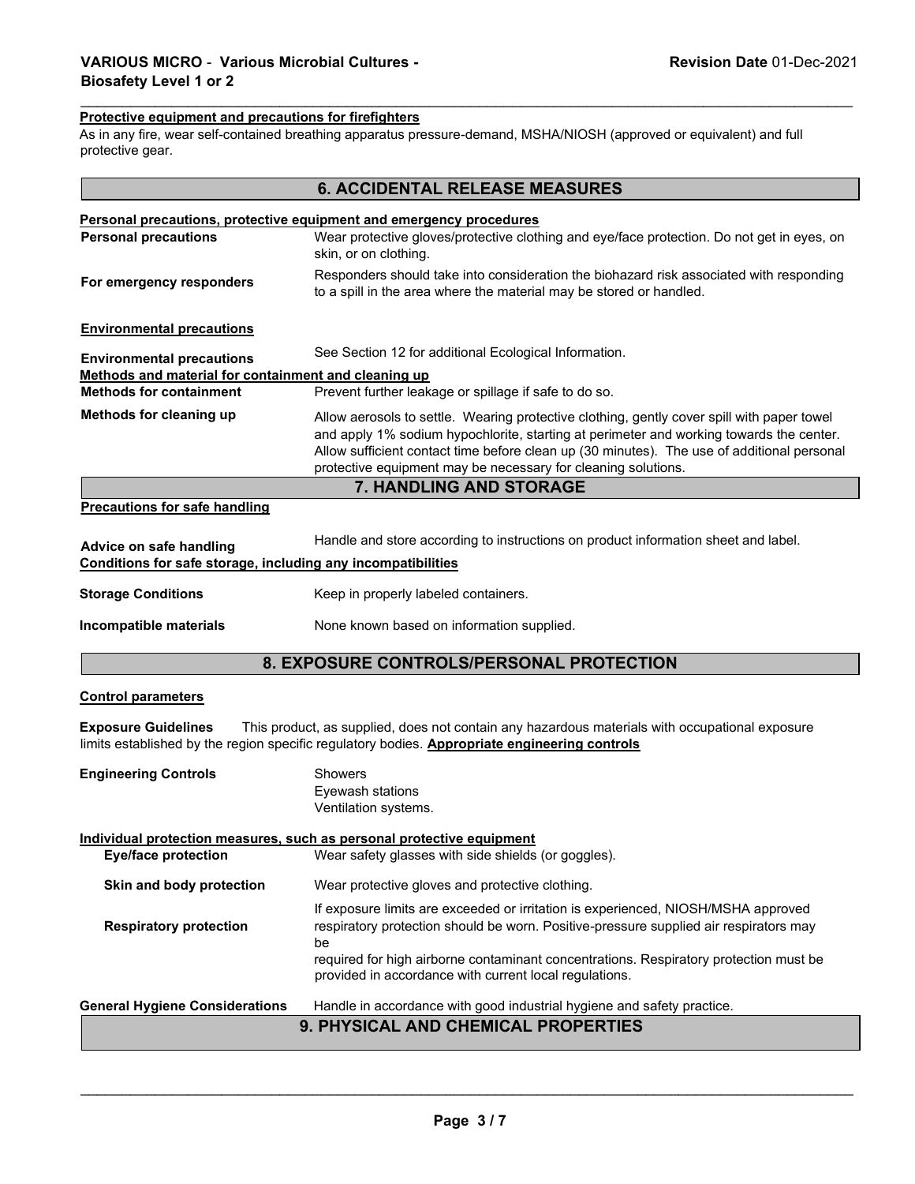**Protective equipment and precautions for firefighters**

As in any fire, wear self-contained breathing apparatus pressure-demand, MSHA/NIOSH (approved or equivalent) and full protective gear.

## 6. ACCIDENTAL RELEASE MEASURES

**Personal precautions, protective equipment and emergency procedures**

**Personal precautions** Wear protective gloves/protective clothing and eye/face protection. Do not get in eyes, on skin, or on clothing.

**For emergency responders** Responders should take into consideration the biohazard risk associated with responding to a spill in the area where the material may be stored or handled.

**Environmental precautions**

**Environmental precautions** See Section 12 for additional Ecological Information.

**Methods and material for containment and cleaning up**

**Methods for containment** Prevent further leakage or spillage if safe to do so.

**Methods for cleaning up** Allow aerosols to settle. Wearing protective clothing, gently cover spill with paper towel and apply 1% sodium hypochlorite, starting at perimeter and working towards the center. Allow sufficient contact time before clean up (30 minutes). The use of additional personal protective equipment may be necessary for cleaning solutions.

## 7. HANDLING AND STORAGE

**Precautions for safe handling**

**Advice on safe handling** Handle and store according to instructions on product information sheet and label.

**Conditions for safe storage, including any incompatibilities**

**Storage Conditions** Keep in properly labeled containers.

**Incompatible materials** None known based on information supplied.

## 8. EXPOSURE CONTROLS/PERSONAL PROTECTION

**Control parameters**

**Exposure Guidelines** This product, as supplied, does not contain any hazardous materials with occupational exposure limits established by the region specific regulatory bodies. **Appropriate engineering controls**

**Engineering Controls** Showers
Eyewash stations
Ventilation systems.

**Individual protection measures, such as personal protective equipment**

**Eye/face protection** Wear safety glasses with side shields (or goggles).

**Skin and body protection** Wear protective gloves and protective clothing.

**Respiratory protection** If exposure limits are exceeded or irritation is experienced, NIOSH/MSHA approved respiratory protection should be worn. Positive-pressure supplied air respirators may be required for high airborne contaminant concentrations. Respiratory protection must be provided in accordance with current local regulations.

**General Hygiene Considerations** Handle in accordance with good industrial hygiene and safety practice.

## 9. PHYSICAL AND CHEMICAL PROPERTIES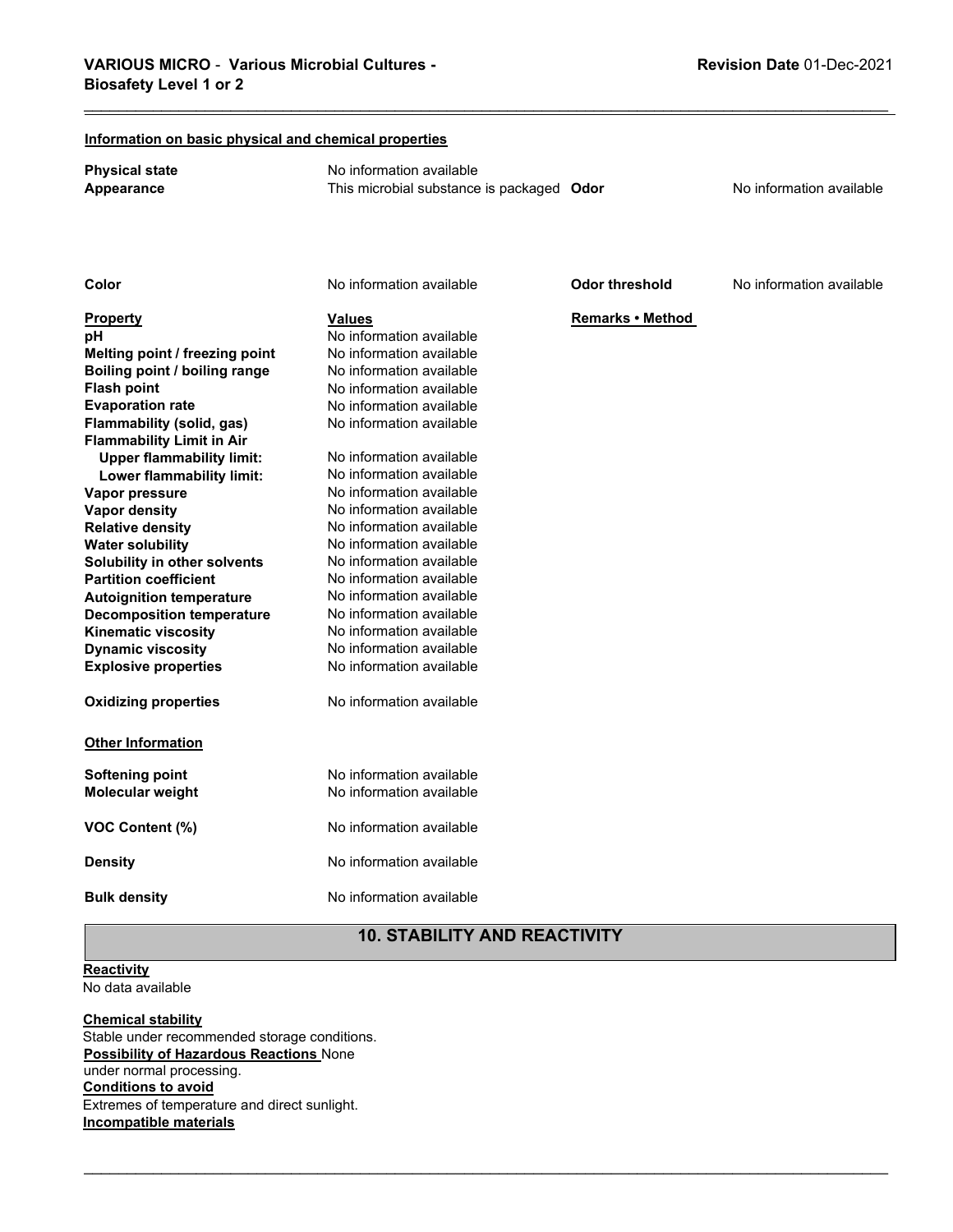**Information on basic physical and chemical properties**

| | | | |
|---|---|---|---|
| **Physical state** | No information available | | |
| **Appearance** | This microbial substance is packaged | **Odor** | No information available |
| **Color** | No information available | **Odor threshold** | No information available |

| **Property** | **Values** | **Remarks • Method** |
|---|---|---|
| **pH** | No information available | |
| **Melting point / freezing point** | No information available | |
| **Boiling point / boiling range** | No information available | |
| **Flash point** | No information available | |
| **Evaporation rate** | No information available | |
| **Flammability (solid, gas)** | No information available | |
| **Flammability Limit in Air** | | |
| **Upper flammability limit:** | No information available | |
| **Lower flammability limit:** | No information available | |
| **Vapor pressure** | No information available | |
| **Vapor density** | No information available | |
| **Relative density** | No information available | |
| **Water solubility** | No information available | |
| **Solubility in other solvents** | No information available | |
| **Partition coefficient** | No information available | |
| **Autoignition temperature** | No information available | |
| **Decomposition temperature** | No information available | |
| **Kinematic viscosity** | No information available | |
| **Dynamic viscosity** | No information available | |
| **Explosive properties** | No information available | |
| **Oxidizing properties** | No information available | |

**Other Information**

| | |
|---|---|
| **Softening point** | No information available |
| **Molecular weight** | No information available |
| **VOC Content (%)** | No information available |
| **Density** | No information available |
| **Bulk density** | No information available |

## 10. STABILITY AND REACTIVITY

**Reactivity**
No data available

**Chemical stability**
Stable under recommended storage conditions.

**Possibility of Hazardous Reactions** None under normal processing.

**Conditions to avoid**
Extremes of temperature and direct sunlight.

**Incompatible materials**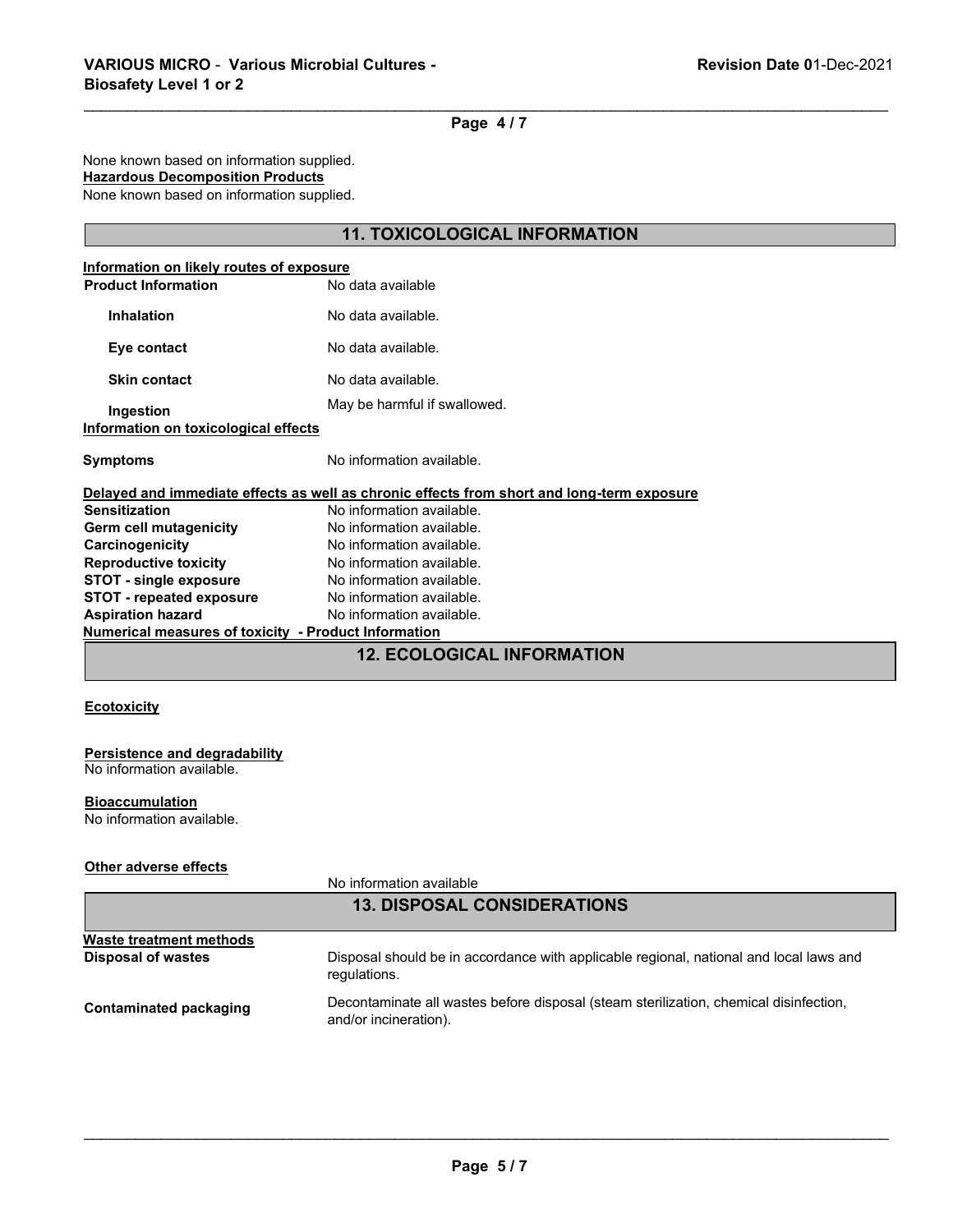None known based on information supplied.

**Hazardous Decomposition Products**

None known based on information supplied.

## 11. TOXICOLOGICAL INFORMATION

**Information on likely routes of exposure**

| | |
|---|---|
| **Product Information** | No data available |
| **Inhalation** | No data available. |
| **Eye contact** | No data available. |
| **Skin contact** | No data available. |
| **Ingestion** | May be harmful if swallowed. |

**Information on toxicological effects**

| | |
|---|---|
| **Symptoms** | No information available. |

**Delayed and immediate effects as well as chronic effects from short and long-term exposure**

| | |
|---|---|
| **Sensitization** | No information available. |
| **Germ cell mutagenicity** | No information available. |
| **Carcinogenicity** | No information available. |
| **Reproductive toxicity** | No information available. |
| **STOT - single exposure** | No information available. |
| **STOT - repeated exposure** | No information available. |
| **Aspiration hazard** | No information available. |

**Numerical measures of toxicity - Product Information**

## 12. ECOLOGICAL INFORMATION

**Ecotoxicity**

**Persistence and degradability**

No information available.

**Bioaccumulation**

No information available.

**Other adverse effects**

No information available

## 13. DISPOSAL CONSIDERATIONS

**Waste treatment methods**

| | |
|---|---|
| **Disposal of wastes** | Disposal should be in accordance with applicable regional, national and local laws and regulations. |
| **Contaminated packaging** | Decontaminate all wastes before disposal (steam sterilization, chemical disinfection, and/or incineration). |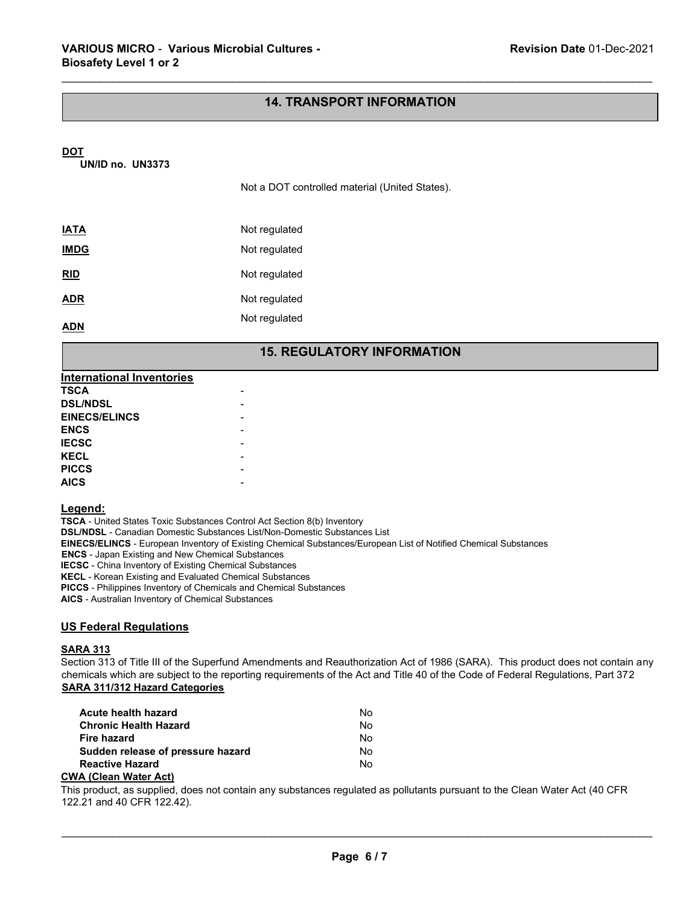## 14. TRANSPORT INFORMATION

**DOT**

**UN/ID no. UN3373**

Not a DOT controlled material (United States).

| | |
|---|---|
| **IATA** | Not regulated |
| **IMDG** | Not regulated |
| **RID** | Not regulated |
| **ADR** | Not regulated |
| **ADN** | Not regulated |

## 15. REGULATORY INFORMATION

| International Inventories | |
|---|---|
| **TSCA** | - |
| **DSL/NDSL** | - |
| **EINECS/ELINCS** | - |
| **ENCS** | - |
| **IECSC** | - |
| **KECL** | - |
| **PICCS** | - |
| **AICS** | - |

**Legend:**

**TSCA** - United States Toxic Substances Control Act Section 8(b) Inventory
**DSL/NDSL** - Canadian Domestic Substances List/Non-Domestic Substances List
**EINECS/ELINCS** - European Inventory of Existing Chemical Substances/European List of Notified Chemical Substances
**ENCS** - Japan Existing and New Chemical Substances
**IECSC** - China Inventory of Existing Chemical Substances
**KECL** - Korean Existing and Evaluated Chemical Substances
**PICCS** - Philippines Inventory of Chemicals and Chemical Substances
**AICS** - Australian Inventory of Chemical Substances

### US Federal Regulations

**SARA 313**

Section 313 of Title III of the Superfund Amendments and Reauthorization Act of 1986 (SARA). This product does not contain any chemicals which are subject to the reporting requirements of the Act and Title 40 of the Code of Federal Regulations, Part 372

**SARA 311/312 Hazard Categories**

| | |
|---|---|
| **Acute health hazard** | No |
| **Chronic Health Hazard** | No |
| **Fire hazard** | No |
| **Sudden release of pressure hazard** | No |
| **Reactive Hazard** | No |

**CWA (Clean Water Act)**

This product, as supplied, does not contain any substances regulated as pollutants pursuant to the Clean Water Act (40 CFR 122.21 and 40 CFR 122.42).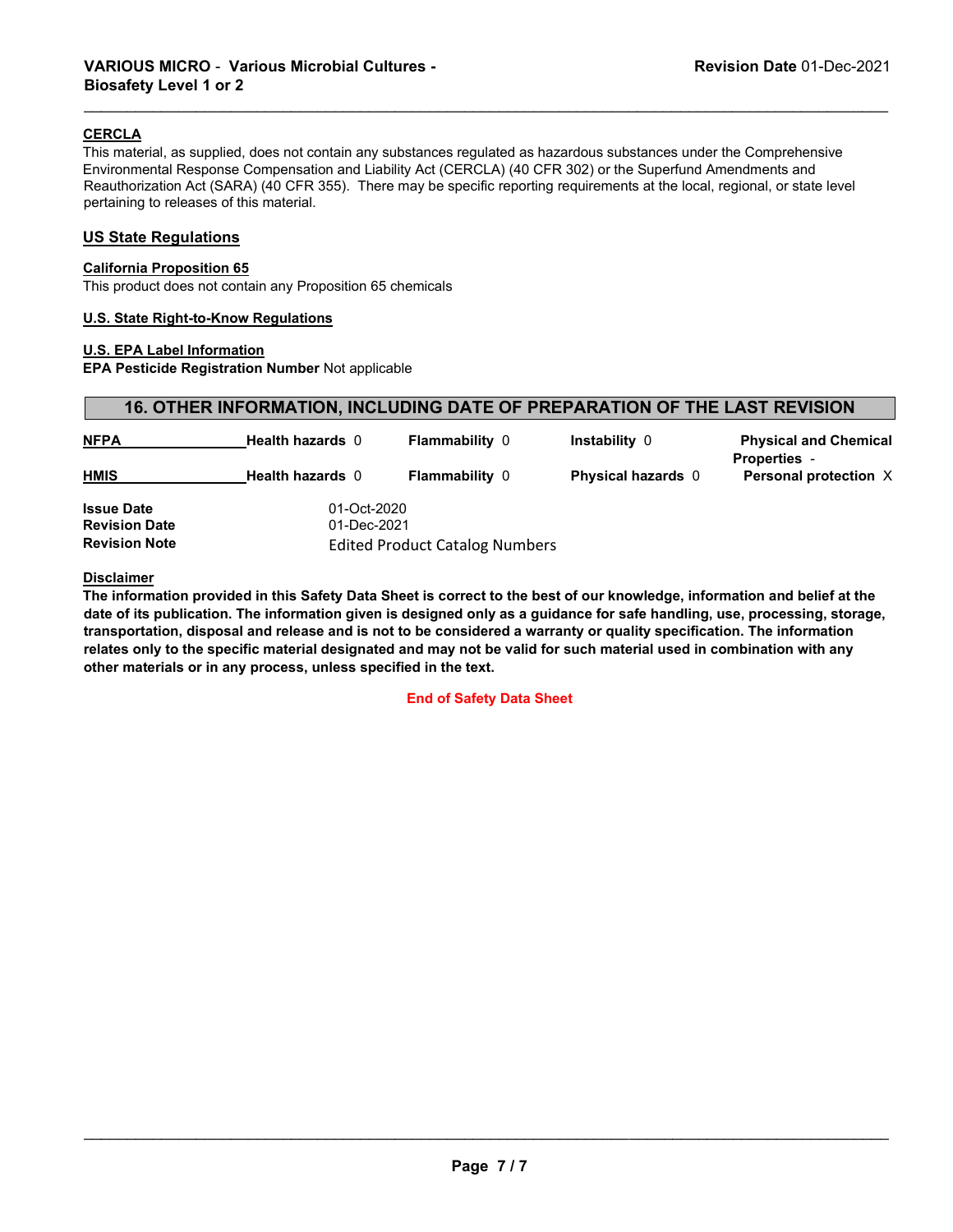**CERCLA**

This material, as supplied, does not contain any substances regulated as hazardous substances under the Comprehensive Environmental Response Compensation and Liability Act (CERCLA) (40 CFR 302) or the Superfund Amendments and Reauthorization Act (SARA) (40 CFR 355). There may be specific reporting requirements at the local, regional, or state level pertaining to releases of this material.

## US State Regulations

**California Proposition 65**

This product does not contain any Proposition 65 chemicals

**U.S. State Right-to-Know Regulations**

**U.S. EPA Label Information**

**EPA Pesticide Registration Number** Not applicable

## 16. OTHER INFORMATION, INCLUDING DATE OF PREPARATION OF THE LAST REVISION

| | | | | |
|---|---|---|---|---|
| **NFPA** | **Health hazards** 0 | **Flammability** 0 | **Instability** 0 | **Physical and Chemical Properties** - |
| **HMIS** | **Health hazards** 0 | **Flammability** 0 | **Physical hazards** 0 | **Personal protection** X |

**Issue Date** 01-Oct-2020

**Revision Date** 01-Dec-2021

**Revision Note** Edited Product Catalog Numbers

**Disclaimer**

**The information provided in this Safety Data Sheet is correct to the best of our knowledge, information and belief at the date of its publication. The information given is designed only as a guidance for safe handling, use, processing, storage, transportation, disposal and release and is not to be considered a warranty or quality specification. The information relates only to the specific material designated and may not be valid for such material used in combination with any other materials or in any process, unless specified in the text.**

**End of Safety Data Sheet**